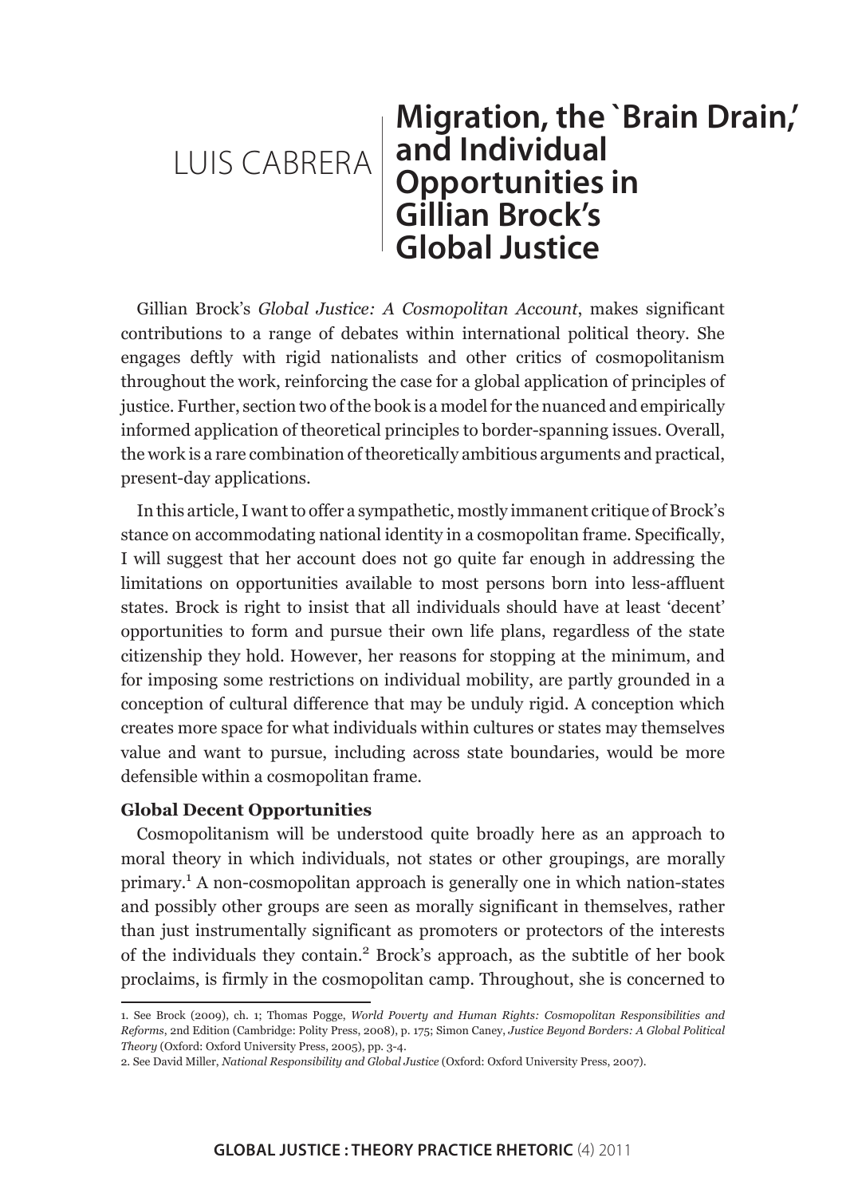LUIS CABRERA

# Migration, the `Brain Drain,' and Individual Opportunities in Gillian Brock's Global Justice

Gillian Brock's *Global Justice: A Cosmopolitan Account*, makes significant contributions to a range of debates within international political theory. She engages deftly with rigid nationalists and other critics of cosmopolitanism throughout the work, reinforcing the case for a global application of principles of justice. Further, section two of the book is a model for the nuanced and empirically informed application of theoretical principles to border-spanning issues. Overall, the work is a rare combination of theoretically ambitious arguments and practical, present-day applications.

In this article, I want to offer a sympathetic, mostly immanent critique of Brock's stance on accommodating national identity in a cosmopolitan frame. Specifically, I will suggest that her account does not go quite far enough in addressing the limitations on opportunities available to most persons born into less-affluent states. Brock is right to insist that all individuals should have at least 'decent' opportunities to form and pursue their own life plans, regardless of the state citizenship they hold. However, her reasons for stopping at the minimum, and for imposing some restrictions on individual mobility, are partly grounded in a conception of cultural difference that may be unduly rigid. A conception which creates more space for what individuals within cultures or states may themselves value and want to pursue, including across state boundaries, would be more defensible within a cosmopolitan frame.

### Global Decent Opportunities

Cosmopolitanism will be understood quite broadly here as an approach to moral theory in which individuals, not states or other groupings, are morally primary.[1] A non-cosmopolitan approach is generally one in which nation-states and possibly other groups are seen as morally significant in themselves, rather than just instrumentally significant as promoters or protectors of the interests of the individuals they contain.[2] Brock's approach, as the subtitle of her book proclaims, is firmly in the cosmopolitan camp. Throughout, she is concerned to

---

1. See Brock (2009), ch. 1; Thomas Pogge, *World Poverty and Human Rights: Cosmopolitan Responsibilities and Reforms*, 2nd Edition (Cambridge: Polity Press, 2008), p. 175; Simon Caney, *Justice Beyond Borders: A Global Political Theory* (Oxford: Oxford University Press, 2005), pp. 3-4.

2. See David Miller, *National Responsibility and Global Justice* (Oxford: Oxford University Press, 2007).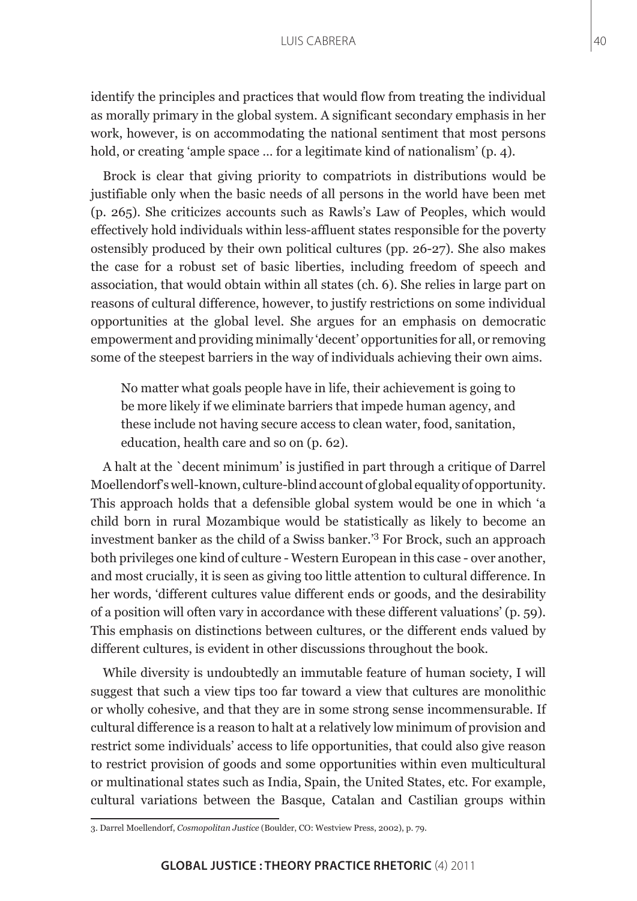identify the principles and practices that would flow from treating the individual as morally primary in the global system. A significant secondary emphasis in her work, however, is on accommodating the national sentiment that most persons hold, or creating 'ample space ... for a legitimate kind of nationalism' (p. 4).

Brock is clear that giving priority to compatriots in distributions would be justifiable only when the basic needs of all persons in the world have been met (p. 265). She criticizes accounts such as Rawls's Law of Peoples, which would effectively hold individuals within less-affluent states responsible for the poverty ostensibly produced by their own political cultures (pp. 26-27). She also makes the case for a robust set of basic liberties, including freedom of speech and association, that would obtain within all states (ch. 6). She relies in large part on reasons of cultural difference, however, to justify restrictions on some individual opportunities at the global level. She argues for an emphasis on democratic empowerment and providing minimally 'decent' opportunities for all, or removing some of the steepest barriers in the way of individuals achieving their own aims.

> No matter what goals people have in life, their achievement is going to be more likely if we eliminate barriers that impede human agency, and these include not having secure access to clean water, food, sanitation, education, health care and so on (p. 62).

A halt at the `decent minimum' is justified in part through a critique of Darrel Moellendorf's well-known, culture-blind account of global equality of opportunity. This approach holds that a defensible global system would be one in which 'a child born in rural Mozambique would be statistically as likely to become an investment banker as the child of a Swiss banker.'[3] For Brock, such an approach both privileges one kind of culture - Western European in this case - over another, and most crucially, it is seen as giving too little attention to cultural difference. In her words, 'different cultures value different ends or goods, and the desirability of a position will often vary in accordance with these different valuations' (p. 59). This emphasis on distinctions between cultures, or the different ends valued by different cultures, is evident in other discussions throughout the book.

While diversity is undoubtedly an immutable feature of human society, I will suggest that such a view tips too far toward a view that cultures are monolithic or wholly cohesive, and that they are in some strong sense incommensurable. If cultural difference is a reason to halt at a relatively low minimum of provision and restrict some individuals' access to life opportunities, that could also give reason to restrict provision of goods and some opportunities within even multicultural or multinational states such as India, Spain, the United States, etc. For example, cultural variations between the Basque, Catalan and Castilian groups within

3. Darrel Moellendorf, *Cosmopolitan Justice* (Boulder, CO: Westview Press, 2002), p. 79.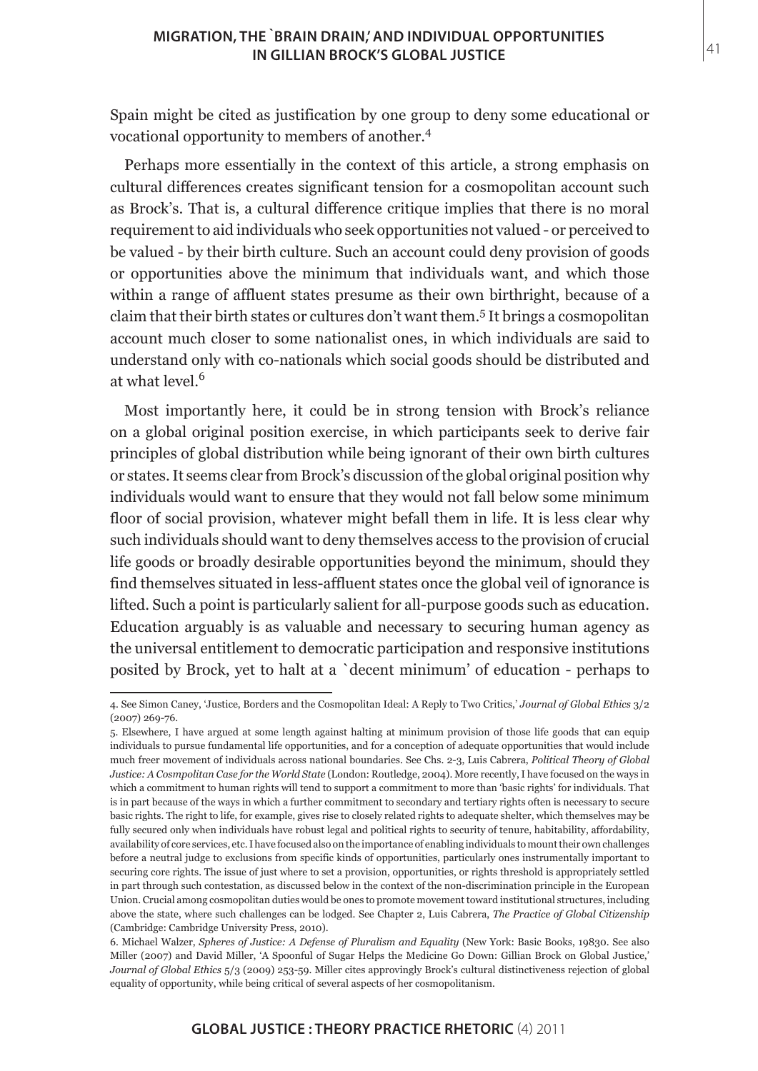Spain might be cited as justification by one group to deny some educational or vocational opportunity to members of another.[4]

Perhaps more essentially in the context of this article, a strong emphasis on cultural differences creates significant tension for a cosmopolitan account such as Brock's. That is, a cultural difference critique implies that there is no moral requirement to aid individuals who seek opportunities not valued - or perceived to be valued - by their birth culture. Such an account could deny provision of goods or opportunities above the minimum that individuals want, and which those within a range of affluent states presume as their own birthright, because of a claim that their birth states or cultures don't want them.[5] It brings a cosmopolitan account much closer to some nationalist ones, in which individuals are said to understand only with co-nationals which social goods should be distributed and at what level.[6]

Most importantly here, it could be in strong tension with Brock's reliance on a global original position exercise, in which participants seek to derive fair principles of global distribution while being ignorant of their own birth cultures or states. It seems clear from Brock's discussion of the global original position why individuals would want to ensure that they would not fall below some minimum floor of social provision, whatever might befall them in life. It is less clear why such individuals should want to deny themselves access to the provision of crucial life goods or broadly desirable opportunities beyond the minimum, should they find themselves situated in less-affluent states once the global veil of ignorance is lifted. Such a point is particularly salient for all-purpose goods such as education. Education arguably is as valuable and necessary to securing human agency as the universal entitlement to democratic participation and responsive institutions posited by Brock, yet to halt at a `decent minimum' of education - perhaps to

---

4. See Simon Caney, 'Justice, Borders and the Cosmopolitan Ideal: A Reply to Two Critics,' *Journal of Global Ethics* 3/2 (2007) 269-76.

5. Elsewhere, I have argued at some length against halting at minimum provision of those life goods that can equip individuals to pursue fundamental life opportunities, and for a conception of adequate opportunities that would include much freer movement of individuals across national boundaries. See Chs. 2-3, Luis Cabrera, *Political Theory of Global Justice: A Cosmpolitan Case for the World State* (London: Routledge, 2004). More recently, I have focused on the ways in which a commitment to human rights will tend to support a commitment to more than 'basic rights' for individuals. That is in part because of the ways in which a further commitment to secondary and tertiary rights often is necessary to secure basic rights. The right to life, for example, gives rise to closely related rights to adequate shelter, which themselves may be fully secured only when individuals have robust legal and political rights to security of tenure, habitability, affordability, availability of core services, etc. I have focused also on the importance of enabling individuals to mount their own challenges before a neutral judge to exclusions from specific kinds of opportunities, particularly ones instrumentally important to securing core rights. The issue of just where to set a provision, opportunities, or rights threshold is appropriately settled in part through such contestation, as discussed below in the context of the non-discrimination principle in the European Union. Crucial among cosmopolitan duties would be ones to promote movement toward institutional structures, including above the state, where such challenges can be lodged. See Chapter 2, Luis Cabrera, *The Practice of Global Citizenship* (Cambridge: Cambridge University Press, 2010).

6. Michael Walzer, *Spheres of Justice: A Defense of Pluralism and Equality* (New York: Basic Books, 19830. See also Miller (2007) and David Miller, 'A Spoonful of Sugar Helps the Medicine Go Down: Gillian Brock on Global Justice,' *Journal of Global Ethics* 5/3 (2009) 253-59. Miller cites approvingly Brock's cultural distinctiveness rejection of global equality of opportunity, while being critical of several aspects of her cosmopolitanism.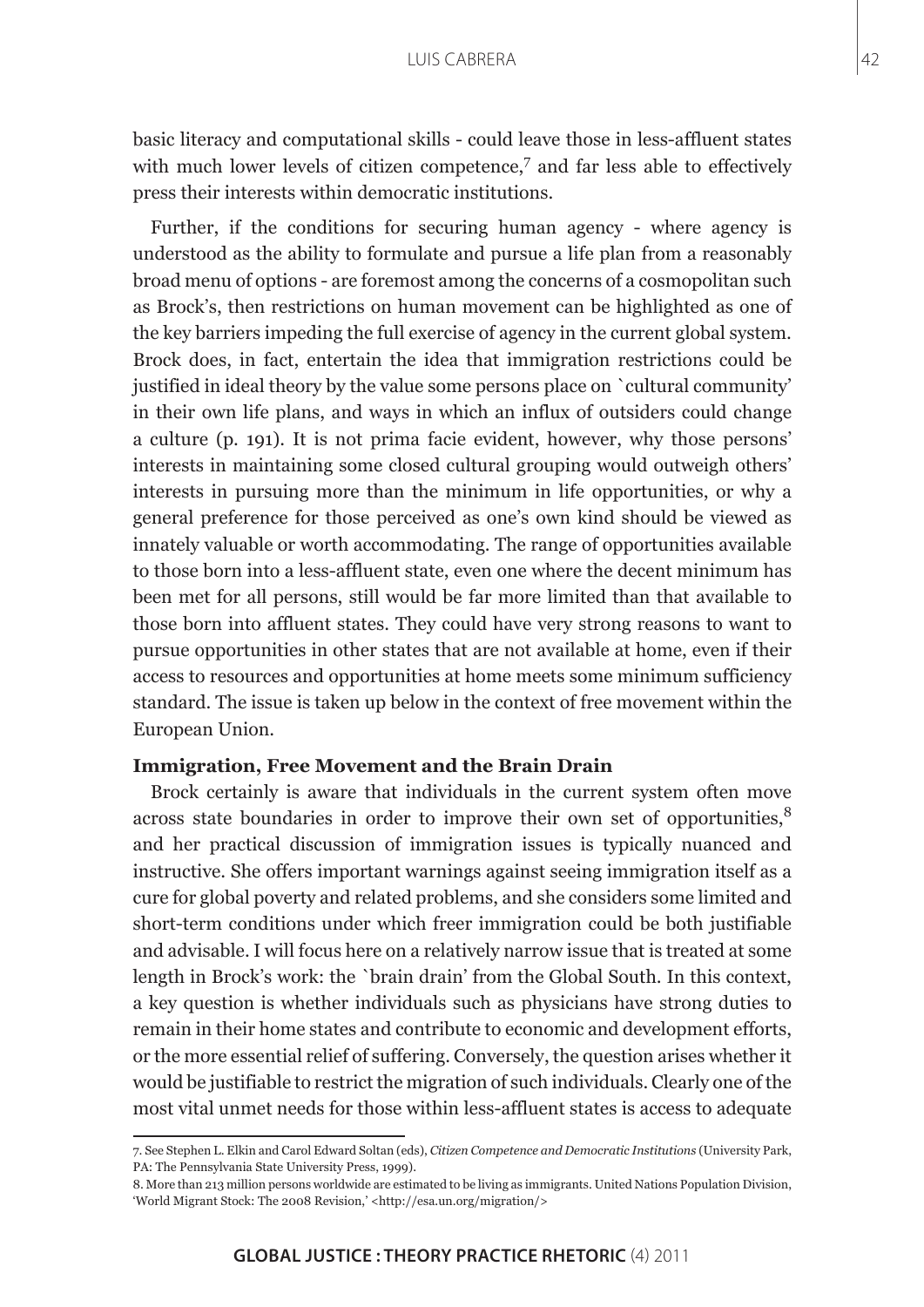basic literacy and computational skills - could leave those in less-affluent states with much lower levels of citizen competence,[7] and far less able to effectively press their interests within democratic institutions.

Further, if the conditions for securing human agency - where agency is understood as the ability to formulate and pursue a life plan from a reasonably broad menu of options - are foremost among the concerns of a cosmopolitan such as Brock's, then restrictions on human movement can be highlighted as one of the key barriers impeding the full exercise of agency in the current global system. Brock does, in fact, entertain the idea that immigration restrictions could be justified in ideal theory by the value some persons place on `cultural community' in their own life plans, and ways in which an influx of outsiders could change a culture (p. 191). It is not prima facie evident, however, why those persons' interests in maintaining some closed cultural grouping would outweigh others' interests in pursuing more than the minimum in life opportunities, or why a general preference for those perceived as one's own kind should be viewed as innately valuable or worth accommodating. The range of opportunities available to those born into a less-affluent state, even one where the decent minimum has been met for all persons, still would be far more limited than that available to those born into affluent states. They could have very strong reasons to want to pursue opportunities in other states that are not available at home, even if their access to resources and opportunities at home meets some minimum sufficiency standard. The issue is taken up below in the context of free movement within the European Union.

**Immigration, Free Movement and the Brain Drain**

Brock certainly is aware that individuals in the current system often move across state boundaries in order to improve their own set of opportunities,[8] and her practical discussion of immigration issues is typically nuanced and instructive. She offers important warnings against seeing immigration itself as a cure for global poverty and related problems, and she considers some limited and short-term conditions under which freer immigration could be both justifiable and advisable. I will focus here on a relatively narrow issue that is treated at some length in Brock's work: the `brain drain' from the Global South. In this context, a key question is whether individuals such as physicians have strong duties to remain in their home states and contribute to economic and development efforts, or the more essential relief of suffering. Conversely, the question arises whether it would be justifiable to restrict the migration of such individuals. Clearly one of the most vital unmet needs for those within less-affluent states is access to adequate

---

7. See Stephen L. Elkin and Carol Edward Soltan (eds), *Citizen Competence and Democratic Institutions* (University Park, PA: The Pennsylvania State University Press, 1999).

8. More than 213 million persons worldwide are estimated to be living as immigrants. United Nations Population Division, 'World Migrant Stock: The 2008 Revision,' <http://esa.un.org/migration/>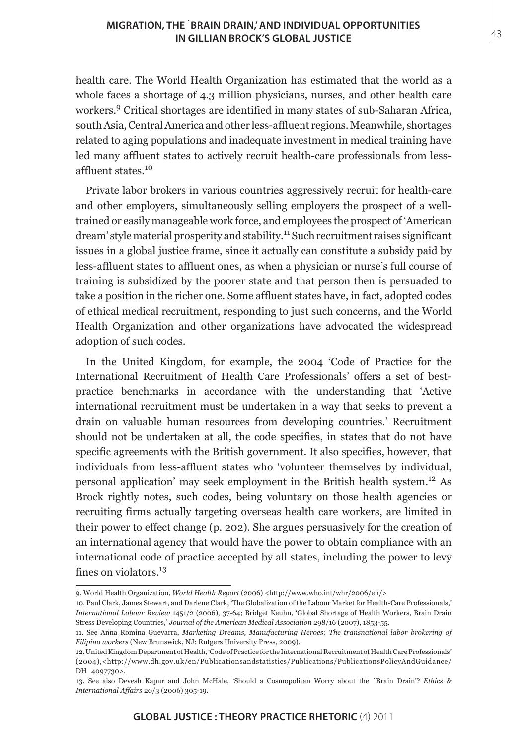health care. The World Health Organization has estimated that the world as a whole faces a shortage of 4.3 million physicians, nurses, and other health care workers.[9] Critical shortages are identified in many states of sub-Saharan Africa, south Asia, Central America and other less-affluent regions. Meanwhile, shortages related to aging populations and inadequate investment in medical training have led many affluent states to actively recruit health-care professionals from less-affluent states.[10]

Private labor brokers in various countries aggressively recruit for health-care and other employers, simultaneously selling employers the prospect of a well-trained or easily manageable work force, and employees the prospect of 'American dream' style material prosperity and stability.[11] Such recruitment raises significant issues in a global justice frame, since it actually can constitute a subsidy paid by less-affluent states to affluent ones, as when a physician or nurse's full course of training is subsidized by the poorer state and that person then is persuaded to take a position in the richer one. Some affluent states have, in fact, adopted codes of ethical medical recruitment, responding to just such concerns, and the World Health Organization and other organizations have advocated the widespread adoption of such codes.

In the United Kingdom, for example, the 2004 'Code of Practice for the International Recruitment of Health Care Professionals' offers a set of best-practice benchmarks in accordance with the understanding that 'Active international recruitment must be undertaken in a way that seeks to prevent a drain on valuable human resources from developing countries.' Recruitment should not be undertaken at all, the code specifies, in states that do not have specific agreements with the British government. It also specifies, however, that individuals from less-affluent states who 'volunteer themselves by individual, personal application' may seek employment in the British health system.[12] As Brock rightly notes, such codes, being voluntary on those health agencies or recruiting firms actually targeting overseas health care workers, are limited in their power to effect change (p. 202). She argues persuasively for the creation of an international agency that would have the power to obtain compliance with an international code of practice accepted by all states, including the power to levy fines on violators.[13]

---

9. World Health Organization, *World Health Report* (2006) <http://www.who.int/whr/2006/en/>

10. Paul Clark, James Stewart, and Darlene Clark, 'The Globalization of the Labour Market for Health-Care Professionals,' *International Labour Review* 1451/2 (2006), 37-64; Bridget Keuhn, 'Global Shortage of Health Workers, Brain Drain Stress Developing Countries,' *Journal of the American Medical Association* 298/16 (2007), 1853-55.

11. See Anna Romina Guevarra, *Marketing Dreams, Manufacturing Heroes: The transnational labor brokering of Filipino workers* (New Brunswick, NJ: Rutgers University Press, 2009).

12. United Kingdom Department of Health, 'Code of Practice for the International Recruitment of Health Care Professionals' (2004), <http://www.dh.gov.uk/en/Publicationsandstatistics/Publications/PublicationsPolicyAndGuidance/DH_4097730>.

13. See also Devesh Kapur and John McHale, 'Should a Cosmopolitan Worry about the `Brain Drain'? *Ethics & International Affairs* 20/3 (2006) 305-19.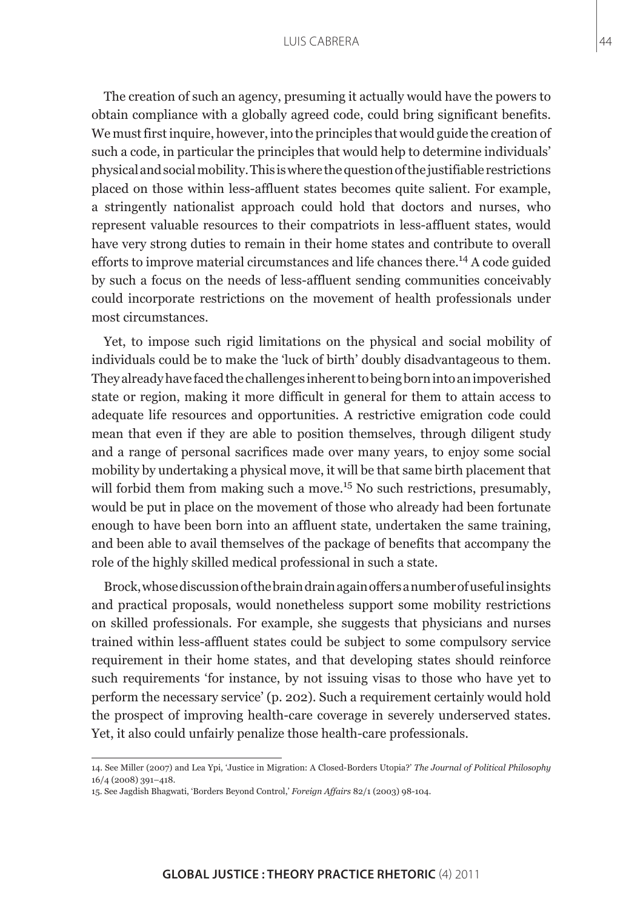The creation of such an agency, presuming it actually would have the powers to obtain compliance with a globally agreed code, could bring significant benefits. We must first inquire, however, into the principles that would guide the creation of such a code, in particular the principles that would help to determine individuals' physical and social mobility. This is where the question of the justifiable restrictions placed on those within less-affluent states becomes quite salient. For example, a stringently nationalist approach could hold that doctors and nurses, who represent valuable resources to their compatriots in less-affluent states, would have very strong duties to remain in their home states and contribute to overall efforts to improve material circumstances and life chances there.[14] A code guided by such a focus on the needs of less-affluent sending communities conceivably could incorporate restrictions on the movement of health professionals under most circumstances.

Yet, to impose such rigid limitations on the physical and social mobility of individuals could be to make the 'luck of birth' doubly disadvantageous to them. They already have faced the challenges inherent to being born into an impoverished state or region, making it more difficult in general for them to attain access to adequate life resources and opportunities. A restrictive emigration code could mean that even if they are able to position themselves, through diligent study and a range of personal sacrifices made over many years, to enjoy some social mobility by undertaking a physical move, it will be that same birth placement that will forbid them from making such a move.[15] No such restrictions, presumably, would be put in place on the movement of those who already had been fortunate enough to have been born into an affluent state, undertaken the same training, and been able to avail themselves of the package of benefits that accompany the role of the highly skilled medical professional in such a state.

Brock, whose discussion of the brain drain again offers a number of useful insights and practical proposals, would nonetheless support some mobility restrictions on skilled professionals. For example, she suggests that physicians and nurses trained within less-affluent states could be subject to some compulsory service requirement in their home states, and that developing states should reinforce such requirements 'for instance, by not issuing visas to those who have yet to perform the necessary service' (p. 202). Such a requirement certainly would hold the prospect of improving health-care coverage in severely underserved states. Yet, it also could unfairly penalize those health-care professionals.

---

14. See Miller (2007) and Lea Ypi, 'Justice in Migration: A Closed-Borders Utopia?' *The Journal of Political Philosophy* 16/4 (2008) 391–418.

15. See Jagdish Bhagwati, 'Borders Beyond Control,' *Foreign Affairs* 82/1 (2003) 98-104.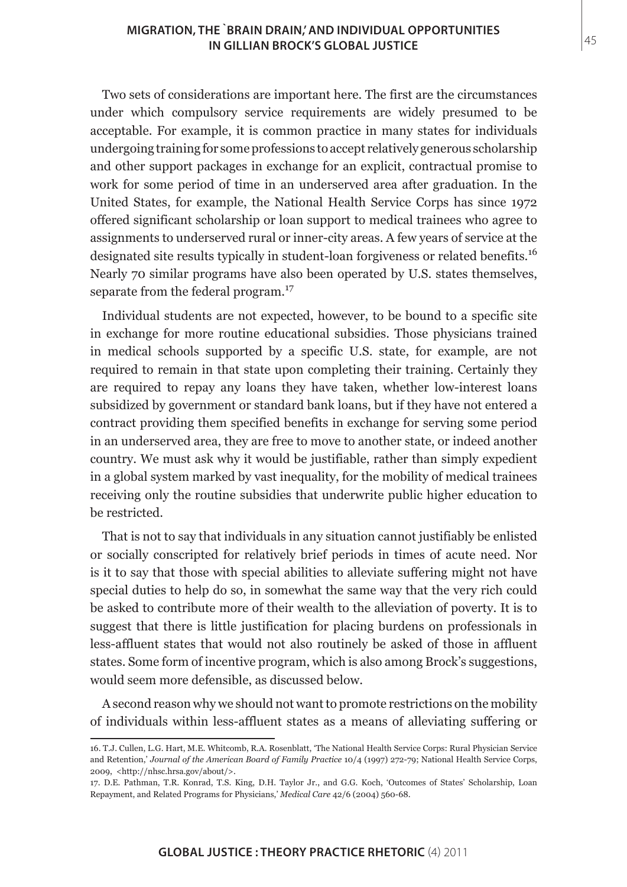Two sets of considerations are important here. The first are the circumstances under which compulsory service requirements are widely presumed to be acceptable. For example, it is common practice in many states for individuals undergoing training for some professions to accept relatively generous scholarship and other support packages in exchange for an explicit, contractual promise to work for some period of time in an underserved area after graduation. In the United States, for example, the National Health Service Corps has since 1972 offered significant scholarship or loan support to medical trainees who agree to assignments to underserved rural or inner-city areas. A few years of service at the designated site results typically in student-loan forgiveness or related benefits.[16] Nearly 70 similar programs have also been operated by U.S. states themselves, separate from the federal program.[17]

Individual students are not expected, however, to be bound to a specific site in exchange for more routine educational subsidies. Those physicians trained in medical schools supported by a specific U.S. state, for example, are not required to remain in that state upon completing their training. Certainly they are required to repay any loans they have taken, whether low-interest loans subsidized by government or standard bank loans, but if they have not entered a contract providing them specified benefits in exchange for serving some period in an underserved area, they are free to move to another state, or indeed another country. We must ask why it would be justifiable, rather than simply expedient in a global system marked by vast inequality, for the mobility of medical trainees receiving only the routine subsidies that underwrite public higher education to be restricted.

That is not to say that individuals in any situation cannot justifiably be enlisted or socially conscripted for relatively brief periods in times of acute need. Nor is it to say that those with special abilities to alleviate suffering might not have special duties to help do so, in somewhat the same way that the very rich could be asked to contribute more of their wealth to the alleviation of poverty. It is to suggest that there is little justification for placing burdens on professionals in less-affluent states that would not also routinely be asked of those in affluent states. Some form of incentive program, which is also among Brock's suggestions, would seem more defensible, as discussed below.

A second reason why we should not want to promote restrictions on the mobility of individuals within less-affluent states as a means of alleviating suffering or

---

16. T.J. Cullen, L.G. Hart, M.E. Whitcomb, R.A. Rosenblatt, 'The National Health Service Corps: Rural Physician Service and Retention,' *Journal of the American Board of Family Practice* 10/4 (1997) 272-79; National Health Service Corps, 2009, <http://nhsc.hrsa.gov/about/>.

17. D.E. Pathman, T.R. Konrad, T.S. King, D.H. Taylor Jr., and G.G. Koch, 'Outcomes of States' Scholarship, Loan Repayment, and Related Programs for Physicians,' *Medical Care* 42/6 (2004) 560-68.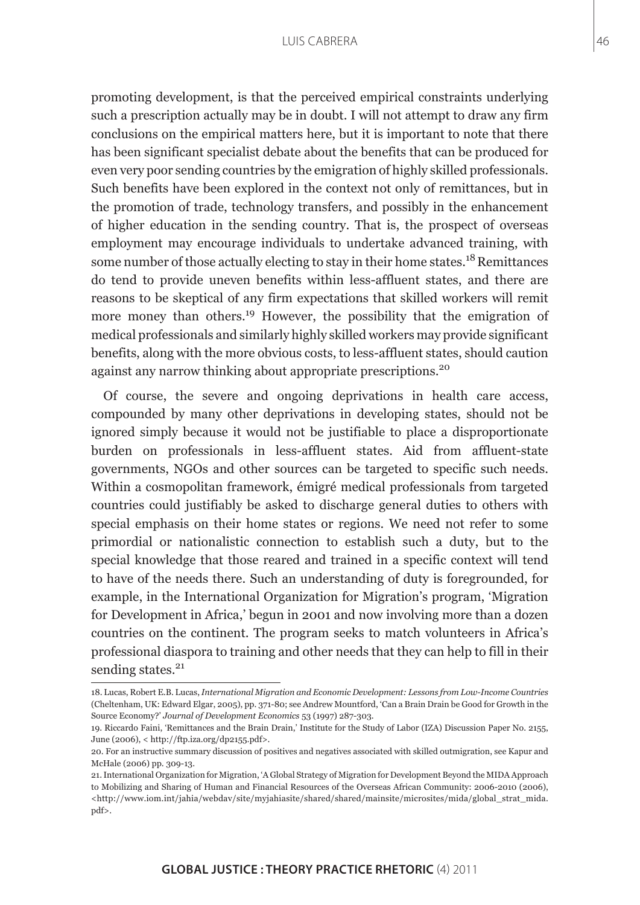promoting development, is that the perceived empirical constraints underlying such a prescription actually may be in doubt. I will not attempt to draw any firm conclusions on the empirical matters here, but it is important to note that there has been significant specialist debate about the benefits that can be produced for even very poor sending countries by the emigration of highly skilled professionals. Such benefits have been explored in the context not only of remittances, but in the promotion of trade, technology transfers, and possibly in the enhancement of higher education in the sending country. That is, the prospect of overseas employment may encourage individuals to undertake advanced training, with some number of those actually electing to stay in their home states.[18] Remittances do tend to provide uneven benefits within less-affluent states, and there are reasons to be skeptical of any firm expectations that skilled workers will remit more money than others.[19] However, the possibility that the emigration of medical professionals and similarly highly skilled workers may provide significant benefits, along with the more obvious costs, to less-affluent states, should caution against any narrow thinking about appropriate prescriptions.[20]

Of course, the severe and ongoing deprivations in health care access, compounded by many other deprivations in developing states, should not be ignored simply because it would not be justifiable to place a disproportionate burden on professionals in less-affluent states. Aid from affluent-state governments, NGOs and other sources can be targeted to specific such needs. Within a cosmopolitan framework, émigré medical professionals from targeted countries could justifiably be asked to discharge general duties to others with special emphasis on their home states or regions. We need not refer to some primordial or nationalistic connection to establish such a duty, but to the special knowledge that those reared and trained in a specific context will tend to have of the needs there. Such an understanding of duty is foregrounded, for example, in the International Organization for Migration's program, 'Migration for Development in Africa,' begun in 2001 and now involving more than a dozen countries on the continent. The program seeks to match volunteers in Africa's professional diaspora to training and other needs that they can help to fill in their sending states.[21]

---

18. Lucas, Robert E.B. Lucas, *International Migration and Economic Development: Lessons from Low-Income Countries* (Cheltenham, UK: Edward Elgar, 2005), pp. 371-80; see Andrew Mountford, 'Can a Brain Drain be Good for Growth in the Source Economy?' *Journal of Development Economics* 53 (1997) 287-303.

19. Riccardo Faini, 'Remittances and the Brain Drain,' Institute for the Study of Labor (IZA) Discussion Paper No. 2155, June (2006), < http://ftp.iza.org/dp2155.pdf>.

20. For an instructive summary discussion of positives and negatives associated with skilled outmigration, see Kapur and McHale (2006) pp. 309-13.

21. International Organization for Migration, 'A Global Strategy of Migration for Development Beyond the MIDA Approach to Mobilizing and Sharing of Human and Financial Resources of the Overseas African Community: 2006-2010 (2006), <http://www.iom.int/jahia/webdav/site/myjahiasite/shared/shared/mainsite/microsites/mida/global_strat_mida.pdf>.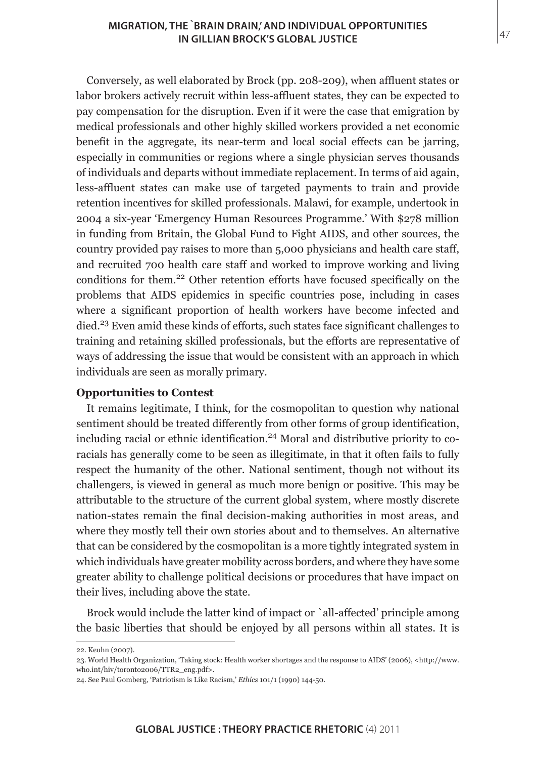Conversely, as well elaborated by Brock (pp. 208-209), when affluent states or labor brokers actively recruit within less-affluent states, they can be expected to pay compensation for the disruption. Even if it were the case that emigration by medical professionals and other highly skilled workers provided a net economic benefit in the aggregate, its near-term and local social effects can be jarring, especially in communities or regions where a single physician serves thousands of individuals and departs without immediate replacement. In terms of aid again, less-affluent states can make use of targeted payments to train and provide retention incentives for skilled professionals. Malawi, for example, undertook in 2004 a six-year 'Emergency Human Resources Programme.' With $278 million in funding from Britain, the Global Fund to Fight AIDS, and other sources, the country provided pay raises to more than 5,000 physicians and health care staff, and recruited 700 health care staff and worked to improve working and living conditions for them.[22] Other retention efforts have focused specifically on the problems that AIDS epidemics in specific countries pose, including in cases where a significant proportion of health workers have become infected and died.[23] Even amid these kinds of efforts, such states face significant challenges to training and retaining skilled professionals, but the efforts are representative of ways of addressing the issue that would be consistent with an approach in which individuals are seen as morally primary.

**Opportunities to Contest**

It remains legitimate, I think, for the cosmopolitan to question why national sentiment should be treated differently from other forms of group identification, including racial or ethnic identification.[24] Moral and distributive priority to co-racials has generally come to be seen as illegitimate, in that it often fails to fully respect the humanity of the other. National sentiment, though not without its challengers, is viewed in general as much more benign or positive. This may be attributable to the structure of the current global system, where mostly discrete nation-states remain the final decision-making authorities in most areas, and where they mostly tell their own stories about and to themselves. An alternative that can be considered by the cosmopolitan is a more tightly integrated system in which individuals have greater mobility across borders, and where they have some greater ability to challenge political decisions or procedures that have impact on their lives, including above the state.

Brock would include the latter kind of impact or `all-affected' principle among the basic liberties that should be enjoyed by all persons within all states. It is

22. Keuhn (2007).

23. World Health Organization, 'Taking stock: Health worker shortages and the response to AIDS' (2006), <http://www.who.int/hiv/toronto2006/TTR2_eng.pdf>.

24. See Paul Gomberg, 'Patriotism is Like Racism,' *Ethics* 101/1 (1990) 144-50.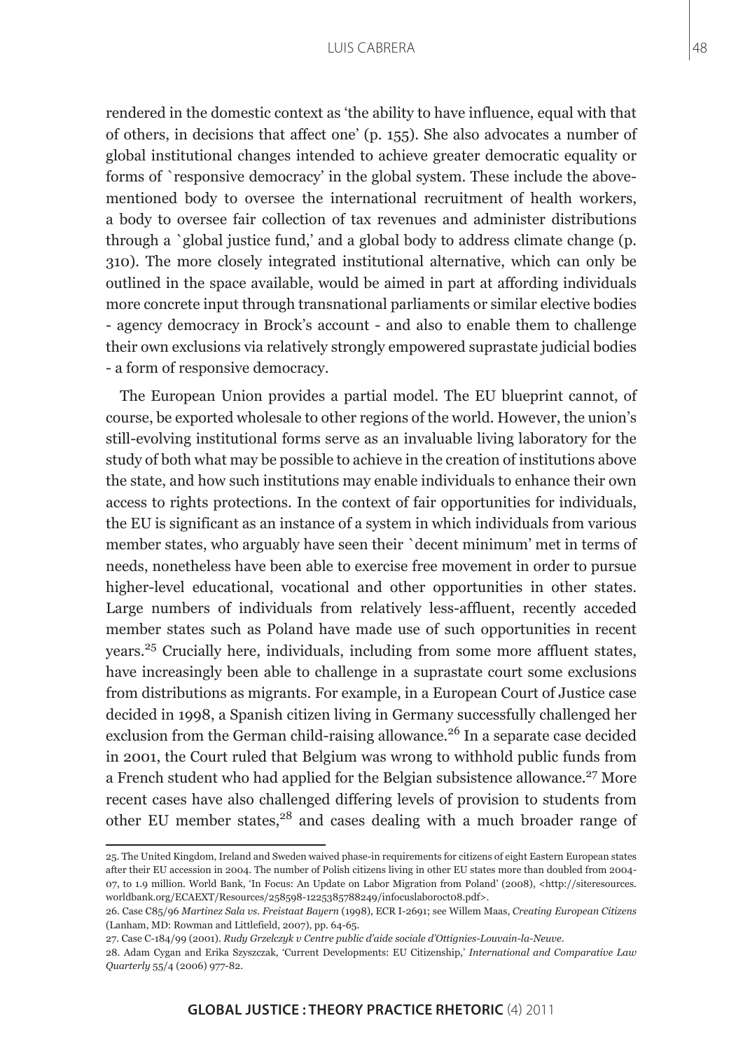rendered in the domestic context as 'the ability to have influence, equal with that of others, in decisions that affect one' (p. 155). She also advocates a number of global institutional changes intended to achieve greater democratic equality or forms of `responsive democracy' in the global system. These include the above-mentioned body to oversee the international recruitment of health workers, a body to oversee fair collection of tax revenues and administer distributions through a `global justice fund,' and a global body to address climate change (p. 310). The more closely integrated institutional alternative, which can only be outlined in the space available, would be aimed in part at affording individuals more concrete input through transnational parliaments or similar elective bodies - agency democracy in Brock's account - and also to enable them to challenge their own exclusions via relatively strongly empowered suprastate judicial bodies - a form of responsive democracy.

The European Union provides a partial model. The EU blueprint cannot, of course, be exported wholesale to other regions of the world. However, the union's still-evolving institutional forms serve as an invaluable living laboratory for the study of both what may be possible to achieve in the creation of institutions above the state, and how such institutions may enable individuals to enhance their own access to rights protections. In the context of fair opportunities for individuals, the EU is significant as an instance of a system in which individuals from various member states, who arguably have seen their `decent minimum' met in terms of needs, nonetheless have been able to exercise free movement in order to pursue higher-level educational, vocational and other opportunities in other states. Large numbers of individuals from relatively less-affluent, recently acceded member states such as Poland have made use of such opportunities in recent years.[25] Crucially here, individuals, including from some more affluent states, have increasingly been able to challenge in a suprastate court some exclusions from distributions as migrants. For example, in a European Court of Justice case decided in 1998, a Spanish citizen living in Germany successfully challenged her exclusion from the German child-raising allowance.[26] In a separate case decided in 2001, the Court ruled that Belgium was wrong to withhold public funds from a French student who had applied for the Belgian subsistence allowance.[27] More recent cases have also challenged differing levels of provision to students from other EU member states,[28] and cases dealing with a much broader range of

---

25. The United Kingdom, Ireland and Sweden waived phase-in requirements for citizens of eight Eastern European states after their EU accession in 2004. The number of Polish citizens living in other EU states more than doubled from 2004-07, to 1.9 million. World Bank, 'In Focus: An Update on Labor Migration from Poland' (2008), <http://siteresources.worldbank.org/ECAEXT/Resources/258598-1225385788249/infocuslaboroct08.pdf>.

26. Case C85/96 *Martinez Sala vs. Freistaat Bayern* (1998), ECR I-2691; see Willem Maas, *Creating European Citizens* (Lanham, MD: Rowman and Littlefield, 2007), pp. 64-65.

27. Case C-184/99 (2001). *Rudy Grzelczyk v Centre public d'aide sociale d'Ottignies-Louvain-la-Neuve*.

28. Adam Cygan and Erika Szyszczak, 'Current Developments: EU Citizenship,' *International and Comparative Law Quarterly* 55/4 (2006) 977-82.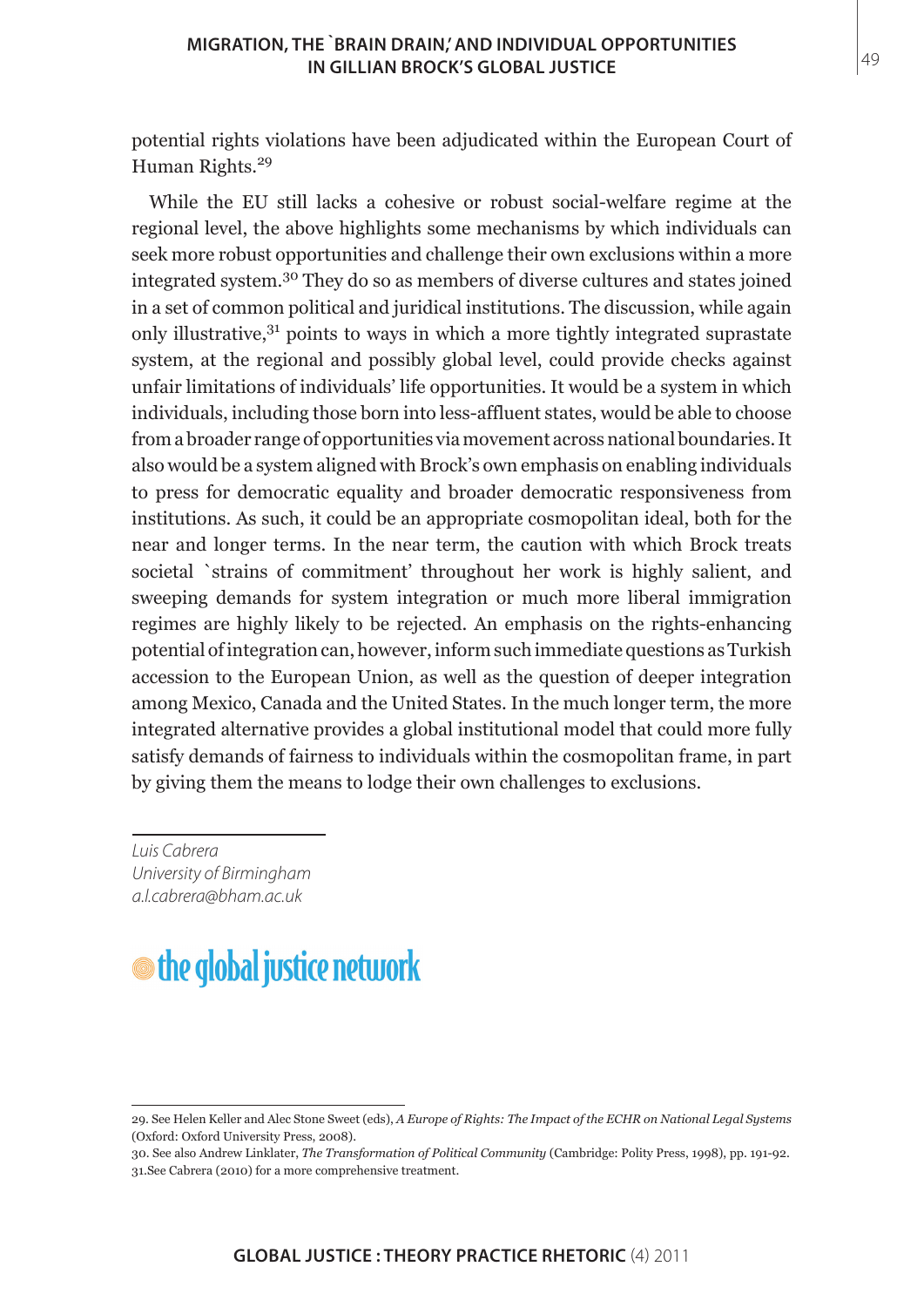potential rights violations have been adjudicated within the European Court of Human Rights.[29]

While the EU still lacks a cohesive or robust social-welfare regime at the regional level, the above highlights some mechanisms by which individuals can seek more robust opportunities and challenge their own exclusions within a more integrated system.[30] They do so as members of diverse cultures and states joined in a set of common political and juridical institutions. The discussion, while again only illustrative,[31] points to ways in which a more tightly integrated suprastate system, at the regional and possibly global level, could provide checks against unfair limitations of individuals' life opportunities. It would be a system in which individuals, including those born into less-affluent states, would be able to choose from a broader range of opportunities via movement across national boundaries. It also would be a system aligned with Brock's own emphasis on enabling individuals to press for democratic equality and broader democratic responsiveness from institutions. As such, it could be an appropriate cosmopolitan ideal, both for the near and longer terms. In the near term, the caution with which Brock treats societal `strains of commitment' throughout her work is highly salient, and sweeping demands for system integration or much more liberal immigration regimes are highly likely to be rejected. An emphasis on the rights-enhancing potential of integration can, however, inform such immediate questions as Turkish accession to the European Union, as well as the question of deeper integration among Mexico, Canada and the United States. In the much longer term, the more integrated alternative provides a global institutional model that could more fully satisfy demands of fairness to individuals within the cosmopolitan frame, in part by giving them the means to lodge their own challenges to exclusions.

*Luis Cabrera*
*University of Birmingham*
*a.l.cabrera@bham.ac.uk*

the global justice network

---

29. See Helen Keller and Alec Stone Sweet (eds), *A Europe of Rights: The Impact of the ECHR on National Legal Systems* (Oxford: Oxford University Press, 2008).

30. See also Andrew Linklater, *The Transformation of Political Community* (Cambridge: Polity Press, 1998), pp. 191-92.

31. See Cabrera (2010) for a more comprehensive treatment.